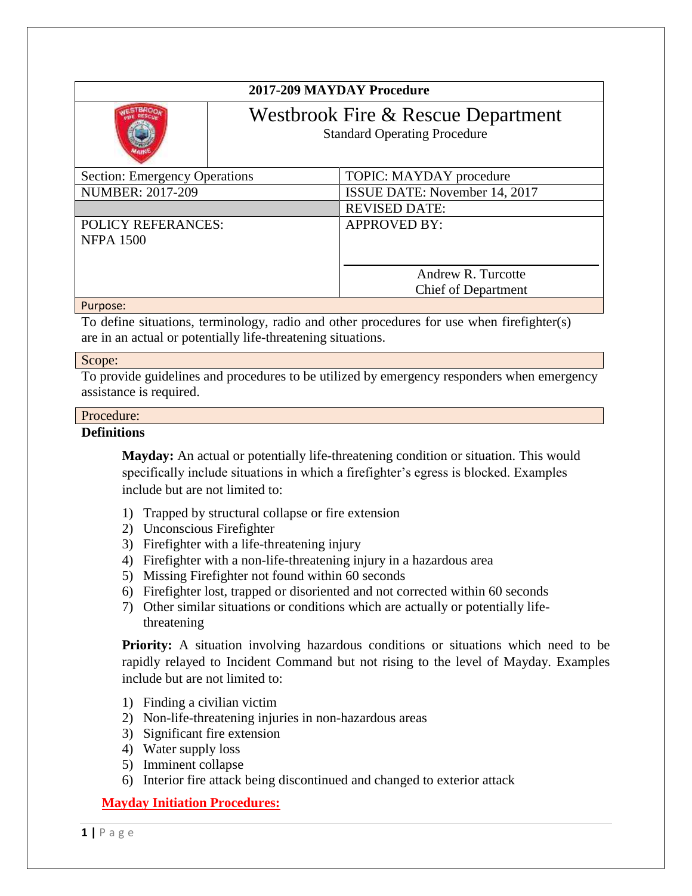| 2017-209 MAYDAY Procedure | |
|---|---|
| | Westbrook Fire & Rescue Department<br>Standard Operating Procedure |

| | |
|---|---|
| Section: Emergency Operations | TOPIC: MAYDAY procedure |
| NUMBER: 2017-209 | ISSUE DATE: November 14, 2017 |
| | REVISED DATE: |
| POLICY REFERANCES:<br>NFPA 1500 | APPROVED BY:<br><br>Andrew R. Turcotte<br>Chief of Department |

Purpose:

To define situations, terminology, radio and other procedures for use when firefighter(s) are in an actual or potentially life-threatening situations.

Scope:

To provide guidelines and procedures to be utilized by emergency responders when emergency assistance is required.

Procedure:

**Definitions**

**Mayday:** An actual or potentially life-threatening condition or situation. This would specifically include situations in which a firefighter's egress is blocked. Examples include but are not limited to:

1) Trapped by structural collapse or fire extension
2) Unconscious Firefighter
3) Firefighter with a life-threatening injury
4) Firefighter with a non-life-threatening injury in a hazardous area
5) Missing Firefighter not found within 60 seconds
6) Firefighter lost, trapped or disoriented and not corrected within 60 seconds
7) Other similar situations or conditions which are actually or potentially life-threatening

**Priority:** A situation involving hazardous conditions or situations which need to be rapidly relayed to Incident Command but not rising to the level of Mayday. Examples include but are not limited to:

1) Finding a civilian victim
2) Non-life-threatening injuries in non-hazardous areas
3) Significant fire extension
4) Water supply loss
5) Imminent collapse
6) Interior fire attack being discontinued and changed to exterior attack

**Mayday Initiation Procedures:**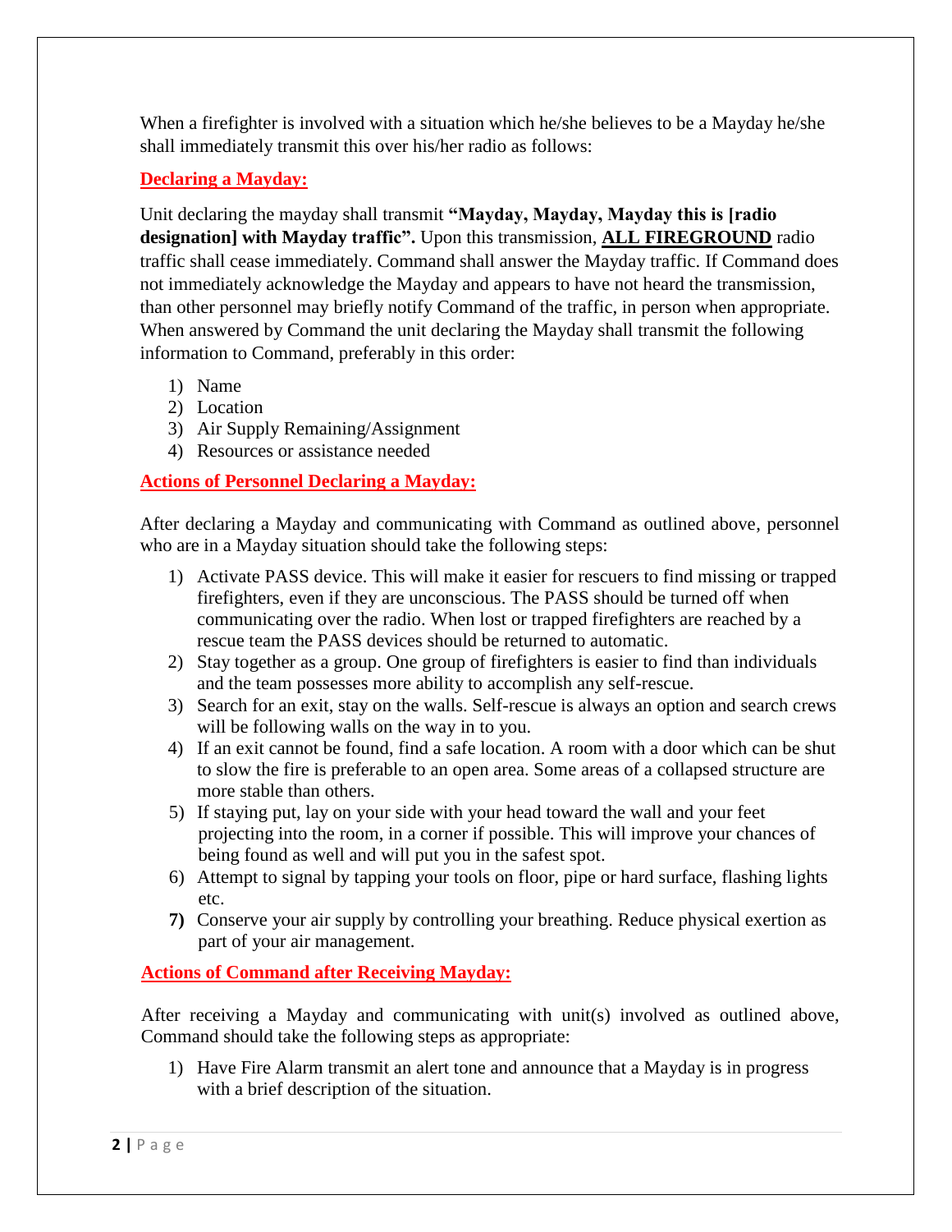When a firefighter is involved with a situation which he/she believes to be a Mayday he/she shall immediately transmit this over his/her radio as follows:

## Declaring a Mayday:

Unit declaring the mayday shall transmit **"Mayday, Mayday, Mayday this is [radio designation] with Mayday traffic".** Upon this transmission, **ALL FIREGROUND** radio traffic shall cease immediately. Command shall answer the Mayday traffic. If Command does not immediately acknowledge the Mayday and appears to have not heard the transmission, than other personnel may briefly notify Command of the traffic, in person when appropriate. When answered by Command the unit declaring the Mayday shall transmit the following information to Command, preferably in this order:

1) Name
2) Location
3) Air Supply Remaining/Assignment
4) Resources or assistance needed

## Actions of Personnel Declaring a Mayday:

After declaring a Mayday and communicating with Command as outlined above, personnel who are in a Mayday situation should take the following steps:

1) Activate PASS device. This will make it easier for rescuers to find missing or trapped firefighters, even if they are unconscious. The PASS should be turned off when communicating over the radio. When lost or trapped firefighters are reached by a rescue team the PASS devices should be returned to automatic.
2) Stay together as a group. One group of firefighters is easier to find than individuals and the team possesses more ability to accomplish any self-rescue.
3) Search for an exit, stay on the walls. Self-rescue is always an option and search crews will be following walls on the way in to you.
4) If an exit cannot be found, find a safe location. A room with a door which can be shut to slow the fire is preferable to an open area. Some areas of a collapsed structure are more stable than others.
5) If staying put, lay on your side with your head toward the wall and your feet projecting into the room, in a corner if possible. This will improve your chances of being found as well and will put you in the safest spot.
6) Attempt to signal by tapping your tools on floor, pipe or hard surface, flashing lights etc.
7) Conserve your air supply by controlling your breathing. Reduce physical exertion as part of your air management.

## Actions of Command after Receiving Mayday:

After receiving a Mayday and communicating with unit(s) involved as outlined above, Command should take the following steps as appropriate:

1) Have Fire Alarm transmit an alert tone and announce that a Mayday is in progress with a brief description of the situation.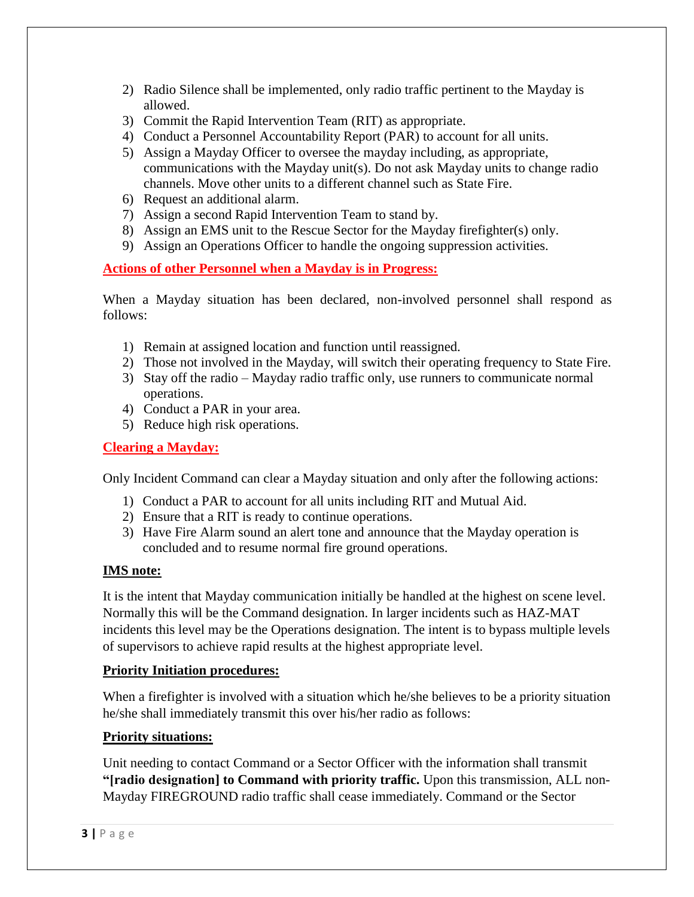2) Radio Silence shall be implemented, only radio traffic pertinent to the Mayday is allowed.
3) Commit the Rapid Intervention Team (RIT) as appropriate.
4) Conduct a Personnel Accountability Report (PAR) to account for all units.
5) Assign a Mayday Officer to oversee the mayday including, as appropriate, communications with the Mayday unit(s). Do not ask Mayday units to change radio channels. Move other units to a different channel such as State Fire.
6) Request an additional alarm.
7) Assign a second Rapid Intervention Team to stand by.
8) Assign an EMS unit to the Rescue Sector for the Mayday firefighter(s) only.
9) Assign an Operations Officer to handle the ongoing suppression activities.

**Actions of other Personnel when a Mayday is in Progress:**

When a Mayday situation has been declared, non-involved personnel shall respond as follows:

1) Remain at assigned location and function until reassigned.
2) Those not involved in the Mayday, will switch their operating frequency to State Fire.
3) Stay off the radio – Mayday radio traffic only, use runners to communicate normal operations.
4) Conduct a PAR in your area.
5) Reduce high risk operations.

**Clearing a Mayday:**

Only Incident Command can clear a Mayday situation and only after the following actions:

1) Conduct a PAR to account for all units including RIT and Mutual Aid.
2) Ensure that a RIT is ready to continue operations.
3) Have Fire Alarm sound an alert tone and announce that the Mayday operation is concluded and to resume normal fire ground operations.

**IMS note:**

It is the intent that Mayday communication initially be handled at the highest on scene level. Normally this will be the Command designation. In larger incidents such as HAZ-MAT incidents this level may be the Operations designation. The intent is to bypass multiple levels of supervisors to achieve rapid results at the highest appropriate level.

**Priority Initiation procedures:**

When a firefighter is involved with a situation which he/she believes to be a priority situation he/she shall immediately transmit this over his/her radio as follows:

**Priority situations:**

Unit needing to contact Command or a Sector Officer with the information shall transmit **"[radio designation] to Command with priority traffic.** Upon this transmission, ALL non-Mayday FIREGROUND radio traffic shall cease immediately. Command or the Sector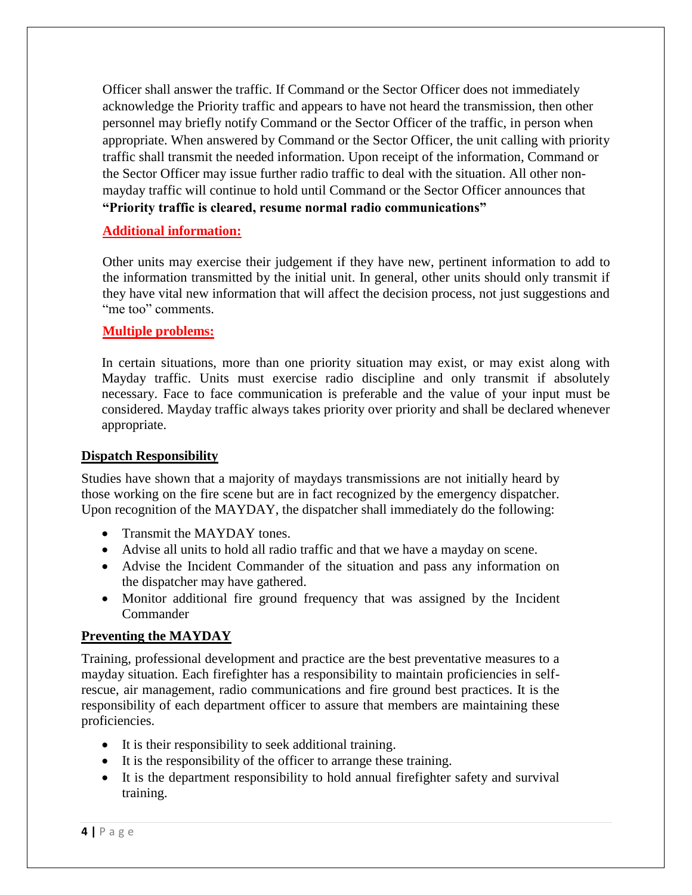Officer shall answer the traffic. If Command or the Sector Officer does not immediately acknowledge the Priority traffic and appears to have not heard the transmission, then other personnel may briefly notify Command or the Sector Officer of the traffic, in person when appropriate. When answered by Command or the Sector Officer, the unit calling with priority traffic shall transmit the needed information. Upon receipt of the information, Command or the Sector Officer may issue further radio traffic to deal with the situation. All other non-mayday traffic will continue to hold until Command or the Sector Officer announces that **"Priority traffic is cleared, resume normal radio communications"**

**Additional information:**

Other units may exercise their judgement if they have new, pertinent information to add to the information transmitted by the initial unit. In general, other units should only transmit if they have vital new information that will affect the decision process, not just suggestions and "me too" comments.

**Multiple problems:**

In certain situations, more than one priority situation may exist, or may exist along with Mayday traffic. Units must exercise radio discipline and only transmit if absolutely necessary. Face to face communication is preferable and the value of your input must be considered. Mayday traffic always takes priority over priority and shall be declared whenever appropriate.

## Dispatch Responsibility

Studies have shown that a majority of maydays transmissions are not initially heard by those working on the fire scene but are in fact recognized by the emergency dispatcher. Upon recognition of the MAYDAY, the dispatcher shall immediately do the following:

- Transmit the MAYDAY tones.
- Advise all units to hold all radio traffic and that we have a mayday on scene.
- Advise the Incident Commander of the situation and pass any information on the dispatcher may have gathered.
- Monitor additional fire ground frequency that was assigned by the Incident Commander

## Preventing the MAYDAY

Training, professional development and practice are the best preventative measures to a mayday situation. Each firefighter has a responsibility to maintain proficiencies in self-rescue, air management, radio communications and fire ground best practices. It is the responsibility of each department officer to assure that members are maintaining these proficiencies.

- It is their responsibility to seek additional training.
- It is the responsibility of the officer to arrange these training.
- It is the department responsibility to hold annual firefighter safety and survival training.